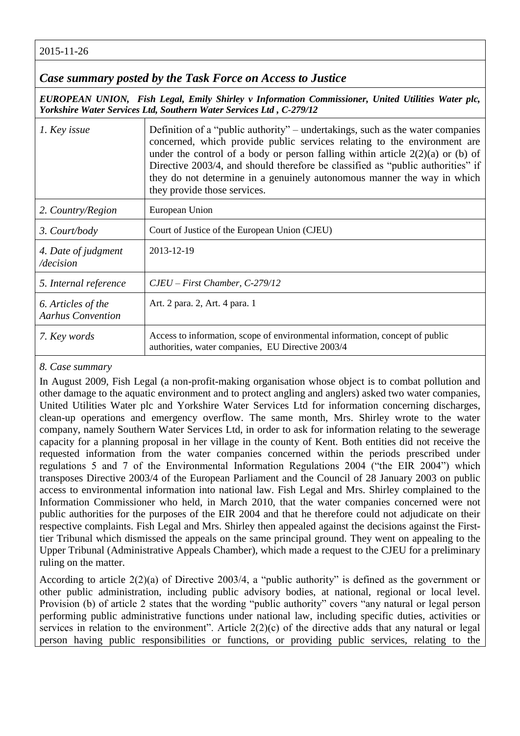2015-11-26

## *Case summary posted by the Task Force on Access to Justice*

***EUROPEAN UNION, Fish Legal, Emily Shirley v Information Commissioner, United Utilities Water plc, Yorkshire Water Services Ltd, Southern Water Services Ltd , C-279/12***

| | |
|---|---|
| *1. Key issue* | Definition of a "public authority" – undertakings, such as the water companies concerned, which provide public services relating to the environment are under the control of a body or person falling within article 2(2)(a) or (b) of Directive 2003/4, and should therefore be classified as "public authorities" if they do not determine in a genuinely autonomous manner the way in which they provide those services. |
| *2. Country/Region* | European Union |
| *3. Court/body* | Court of Justice of the European Union (CJEU) |
| *4. Date of judgment /decision* | 2013-12-19 |
| *5. Internal reference* | *CJEU – First Chamber, C-279/12* |
| *6. Articles of the Aarhus Convention* | Art. 2 para. 2, Art. 4 para. 1 |
| *7. Key words* | Access to information, scope of environmental information, concept of public authorities, water companies, EU Directive 2003/4 |

*8. Case summary*

In August 2009, Fish Legal (a non-profit-making organisation whose object is to combat pollution and other damage to the aquatic environment and to protect angling and anglers) asked two water companies, United Utilities Water plc and Yorkshire Water Services Ltd for information concerning discharges, clean-up operations and emergency overflow. The same month, Mrs. Shirley wrote to the water company, namely Southern Water Services Ltd, in order to ask for information relating to the sewerage capacity for a planning proposal in her village in the county of Kent. Both entities did not receive the requested information from the water companies concerned within the periods prescribed under regulations 5 and 7 of the Environmental Information Regulations 2004 ("the EIR 2004") which transposes Directive 2003/4 of the European Parliament and the Council of 28 January 2003 on public access to environmental information into national law. Fish Legal and Mrs. Shirley complained to the Information Commissioner who held, in March 2010, that the water companies concerned were not public authorities for the purposes of the EIR 2004 and that he therefore could not adjudicate on their respective complaints. Fish Legal and Mrs. Shirley then appealed against the decisions against the First-tier Tribunal which dismissed the appeals on the same principal ground. They went on appealing to the Upper Tribunal (Administrative Appeals Chamber), which made a request to the CJEU for a preliminary ruling on the matter.

According to article 2(2)(a) of Directive 2003/4, a "public authority" is defined as the government or other public administration, including public advisory bodies, at national, regional or local level. Provision (b) of article 2 states that the wording "public authority" covers "any natural or legal person performing public administrative functions under national law, including specific duties, activities or services in relation to the environment". Article 2(2)(c) of the directive adds that any natural or legal person having public responsibilities or functions, or providing public services, relating to the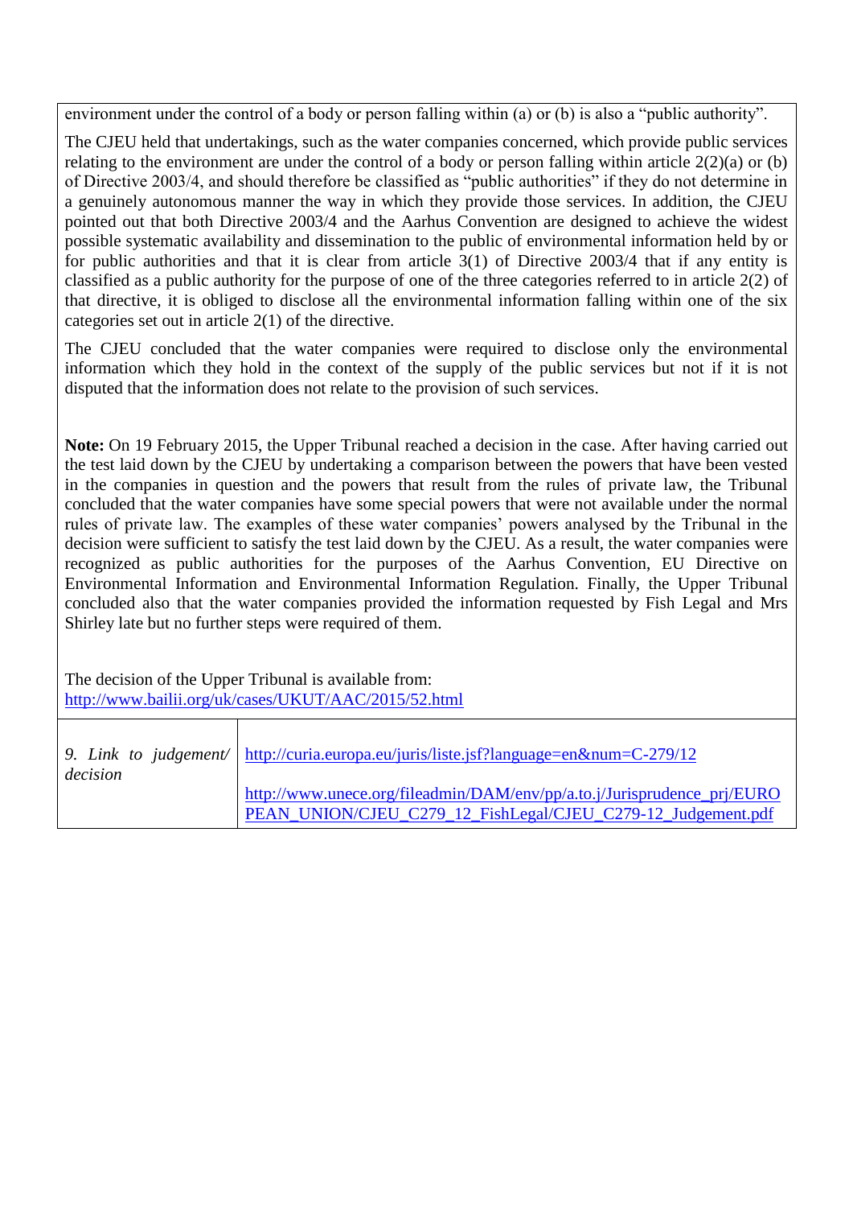environment under the control of a body or person falling within (a) or (b) is also a "public authority".

The CJEU held that undertakings, such as the water companies concerned, which provide public services relating to the environment are under the control of a body or person falling within article 2(2)(a) or (b) of Directive 2003/4, and should therefore be classified as "public authorities" if they do not determine in a genuinely autonomous manner the way in which they provide those services. In addition, the CJEU pointed out that both Directive 2003/4 and the Aarhus Convention are designed to achieve the widest possible systematic availability and dissemination to the public of environmental information held by or for public authorities and that it is clear from article 3(1) of Directive 2003/4 that if any entity is classified as a public authority for the purpose of one of the three categories referred to in article 2(2) of that directive, it is obliged to disclose all the environmental information falling within one of the six categories set out in article 2(1) of the directive.

The CJEU concluded that the water companies were required to disclose only the environmental information which they hold in the context of the supply of the public services but not if it is not disputed that the information does not relate to the provision of such services.

**Note:** On 19 February 2015, the Upper Tribunal reached a decision in the case. After having carried out the test laid down by the CJEU by undertaking a comparison between the powers that have been vested in the companies in question and the powers that result from the rules of private law, the Tribunal concluded that the water companies have some special powers that were not available under the normal rules of private law. The examples of these water companies' powers analysed by the Tribunal in the decision were sufficient to satisfy the test laid down by the CJEU. As a result, the water companies were recognized as public authorities for the purposes of the Aarhus Convention, EU Directive on Environmental Information and Environmental Information Regulation. Finally, the Upper Tribunal concluded also that the water companies provided the information requested by Fish Legal and Mrs Shirley late but no further steps were required of them.

The decision of the Upper Tribunal is available from:
http://www.bailii.org/uk/cases/UKUT/AAC/2015/52.html

| | |
|---|---|
| *9. Link to judgement/ decision* | http://curia.europa.eu/juris/liste.jsf?language=en&num=C-279/12<br><br>http://www.unece.org/fileadmin/DAM/env/pp/a.to.j/Jurisprudence_prj/EUROPEAN_UNION/CJEU_C279_12_FishLegal/CJEU_C279-12_Judgement.pdf |